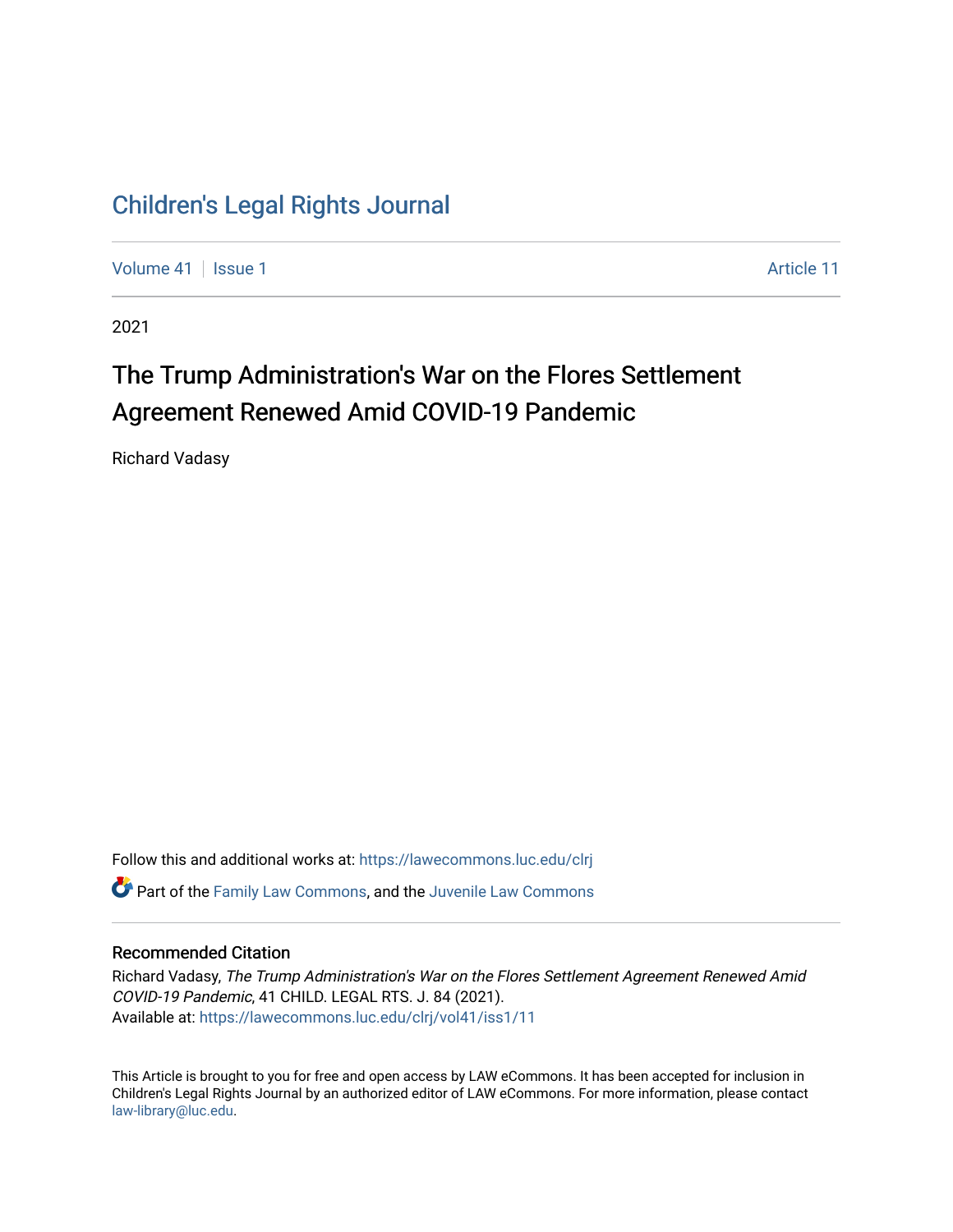# Children's Legal Rights Journal

Volume 41 | Issue 1 Article 11

2021

## The Trump Administration's War on the Flores Settlement Agreement Renewed Amid COVID-19 Pandemic

Richard Vadasy

Follow this and additional works at: https://lawecommons.luc.edu/clrj

Part of the Family Law Commons, and the Juvenile Law Commons

### Recommended Citation

Richard Vadasy, *The Trump Administration's War on the Flores Settlement Agreement Renewed Amid COVID-19 Pandemic*, 41 CHILD. LEGAL RTS. J. 84 (2021).
Available at: https://lawecommons.luc.edu/clrj/vol41/iss1/11

This Article is brought to you for free and open access by LAW eCommons. It has been accepted for inclusion in Children's Legal Rights Journal by an authorized editor of LAW eCommons. For more information, please contact law-library@luc.edu.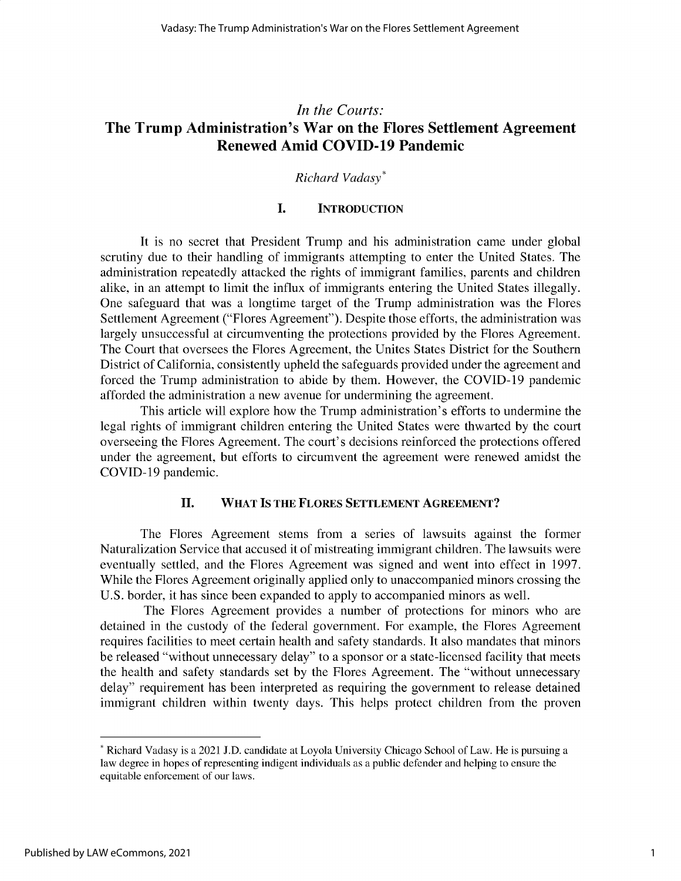*In the Courts:*

# The Trump Administration's War on the Flores Settlement Agreement Renewed Amid COVID-19 Pandemic

*Richard Vadasy*[*]

## I. INTRODUCTION

It is no secret that President Trump and his administration came under global scrutiny due to their handling of immigrants attempting to enter the United States. The administration repeatedly attacked the rights of immigrant families, parents and children alike, in an attempt to limit the influx of immigrants entering the United States illegally. One safeguard that was a longtime target of the Trump administration was the Flores Settlement Agreement ("Flores Agreement"). Despite those efforts, the administration was largely unsuccessful at circumventing the protections provided by the Flores Agreement. The Court that oversees the Flores Agreement, the Unites States District for the Southern District of California, consistently upheld the safeguards provided under the agreement and forced the Trump administration to abide by them. However, the COVID-19 pandemic afforded the administration a new avenue for undermining the agreement.

This article will explore how the Trump administration's efforts to undermine the legal rights of immigrant children entering the United States were thwarted by the court overseeing the Flores Agreement. The court's decisions reinforced the protections offered under the agreement, but efforts to circumvent the agreement were renewed amidst the COVID-19 pandemic.

## II. WHAT IS THE FLORES SETTLEMENT AGREEMENT?

The Flores Agreement stems from a series of lawsuits against the former Naturalization Service that accused it of mistreating immigrant children. The lawsuits were eventually settled, and the Flores Agreement was signed and went into effect in 1997. While the Flores Agreement originally applied only to unaccompanied minors crossing the U.S. border, it has since been expanded to apply to accompanied minors as well.

The Flores Agreement provides a number of protections for minors who are detained in the custody of the federal government. For example, the Flores Agreement requires facilities to meet certain health and safety standards. It also mandates that minors be released "without unnecessary delay" to a sponsor or a state-licensed facility that meets the health and safety standards set by the Flores Agreement. The "without unnecessary delay" requirement has been interpreted as requiring the government to release detained immigrant children within twenty days. This helps protect children from the proven

[*] Richard Vadasy is a 2021 J.D. candidate at Loyola University Chicago School of Law. He is pursuing a law degree in hopes of representing indigent individuals as a public defender and helping to ensure the equitable enforcement of our laws.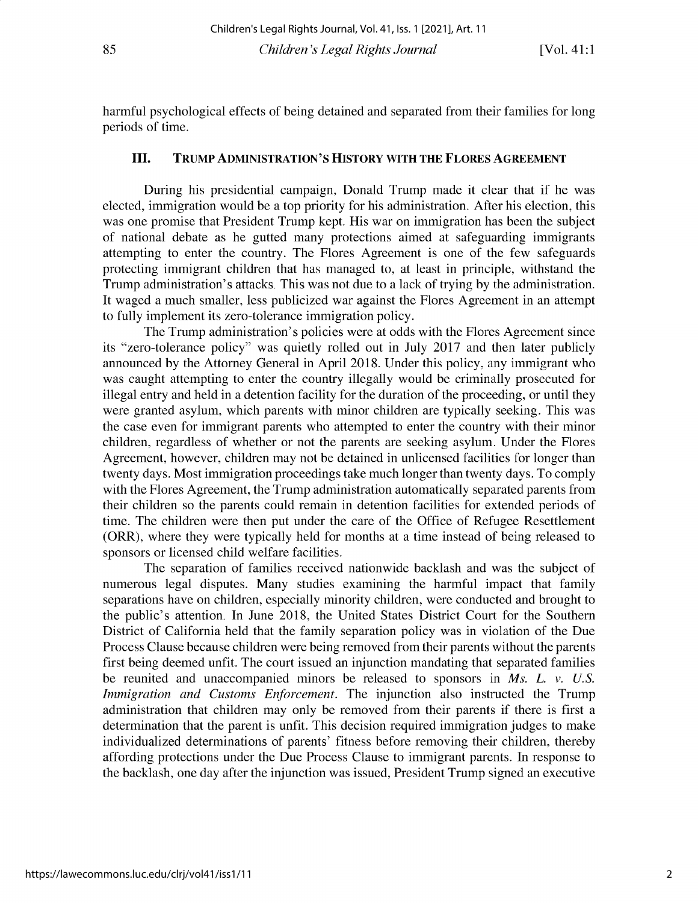harmful psychological effects of being detained and separated from their families for long periods of time.

## III. TRUMP ADMINISTRATION'S HISTORY WITH THE FLORES AGREEMENT

During his presidential campaign, Donald Trump made it clear that if he was elected, immigration would be a top priority for his administration. After his election, this was one promise that President Trump kept. His war on immigration has been the subject of national debate as he gutted many protections aimed at safeguarding immigrants attempting to enter the country. The Flores Agreement is one of the few safeguards protecting immigrant children that has managed to, at least in principle, withstand the Trump administration's attacks. This was not due to a lack of trying by the administration. It waged a much smaller, less publicized war against the Flores Agreement in an attempt to fully implement its zero-tolerance immigration policy.

The Trump administration's policies were at odds with the Flores Agreement since its "zero-tolerance policy" was quietly rolled out in July 2017 and then later publicly announced by the Attorney General in April 2018. Under this policy, any immigrant who was caught attempting to enter the country illegally would be criminally prosecuted for illegal entry and held in a detention facility for the duration of the proceeding, or until they were granted asylum, which parents with minor children are typically seeking. This was the case even for immigrant parents who attempted to enter the country with their minor children, regardless of whether or not the parents are seeking asylum. Under the Flores Agreement, however, children may not be detained in unlicensed facilities for longer than twenty days. Most immigration proceedings take much longer than twenty days. To comply with the Flores Agreement, the Trump administration automatically separated parents from their children so the parents could remain in detention facilities for extended periods of time. The children were then put under the care of the Office of Refugee Resettlement (ORR), where they were typically held for months at a time instead of being released to sponsors or licensed child welfare facilities.

The separation of families received nationwide backlash and was the subject of numerous legal disputes. Many studies examining the harmful impact that family separations have on children, especially minority children, were conducted and brought to the public's attention. In June 2018, the United States District Court for the Southern District of California held that the family separation policy was in violation of the Due Process Clause because children were being removed from their parents without the parents first being deemed unfit. The court issued an injunction mandating that separated families be reunited and unaccompanied minors be released to sponsors in *Ms. L. v. U.S. Immigration and Customs Enforcement*. The injunction also instructed the Trump administration that children may only be removed from their parents if there is first a determination that the parent is unfit. This decision required immigration judges to make individualized determinations of parents' fitness before removing their children, thereby affording protections under the Due Process Clause to immigrant parents. In response to the backlash, one day after the injunction was issued, President Trump signed an executive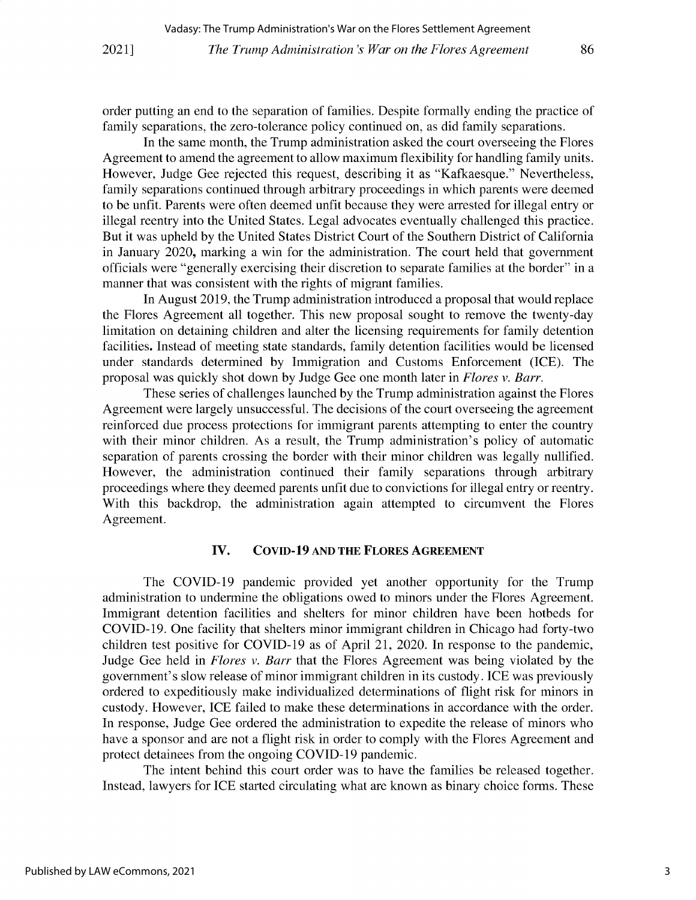order putting an end to the separation of families. Despite formally ending the practice of family separations, the zero-tolerance policy continued on, as did family separations.

In the same month, the Trump administration asked the court overseeing the Flores Agreement to amend the agreement to allow maximum flexibility for handling family units. However, Judge Gee rejected this request, describing it as "Kafkaesque." Nevertheless, family separations continued through arbitrary proceedings in which parents were deemed to be unfit. Parents were often deemed unfit because they were arrested for illegal entry or illegal reentry into the United States. Legal advocates eventually challenged this practice. But it was upheld by the United States District Court of the Southern District of California in January 2020, marking a win for the administration. The court held that government officials were "generally exercising their discretion to separate families at the border" in a manner that was consistent with the rights of migrant families.

In August 2019, the Trump administration introduced a proposal that would replace the Flores Agreement all together. This new proposal sought to remove the twenty-day limitation on detaining children and alter the licensing requirements for family detention facilities. Instead of meeting state standards, family detention facilities would be licensed under standards determined by Immigration and Customs Enforcement (ICE). The proposal was quickly shot down by Judge Gee one month later in *Flores v. Barr*.

These series of challenges launched by the Trump administration against the Flores Agreement were largely unsuccessful. The decisions of the court overseeing the agreement reinforced due process protections for immigrant parents attempting to enter the country with their minor children. As a result, the Trump administration's policy of automatic separation of parents crossing the border with their minor children was legally nullified. However, the administration continued their family separations through arbitrary proceedings where they deemed parents unfit due to convictions for illegal entry or reentry. With this backdrop, the administration again attempted to circumvent the Flores Agreement.

## IV. COVID-19 AND THE FLORES AGREEMENT

The COVID-19 pandemic provided yet another opportunity for the Trump administration to undermine the obligations owed to minors under the Flores Agreement. Immigrant detention facilities and shelters for minor children have been hotbeds for COVID-19. One facility that shelters minor immigrant children in Chicago had forty-two children test positive for COVID-19 as of April 21, 2020. In response to the pandemic, Judge Gee held in *Flores v. Barr* that the Flores Agreement was being violated by the government's slow release of minor immigrant children in its custody. ICE was previously ordered to expeditiously make individualized determinations of flight risk for minors in custody. However, ICE failed to make these determinations in accordance with the order. In response, Judge Gee ordered the administration to expedite the release of minors who have a sponsor and are not a flight risk in order to comply with the Flores Agreement and protect detainees from the ongoing COVID-19 pandemic.

The intent behind this court order was to have the families be released together. Instead, lawyers for ICE started circulating what are known as binary choice forms. These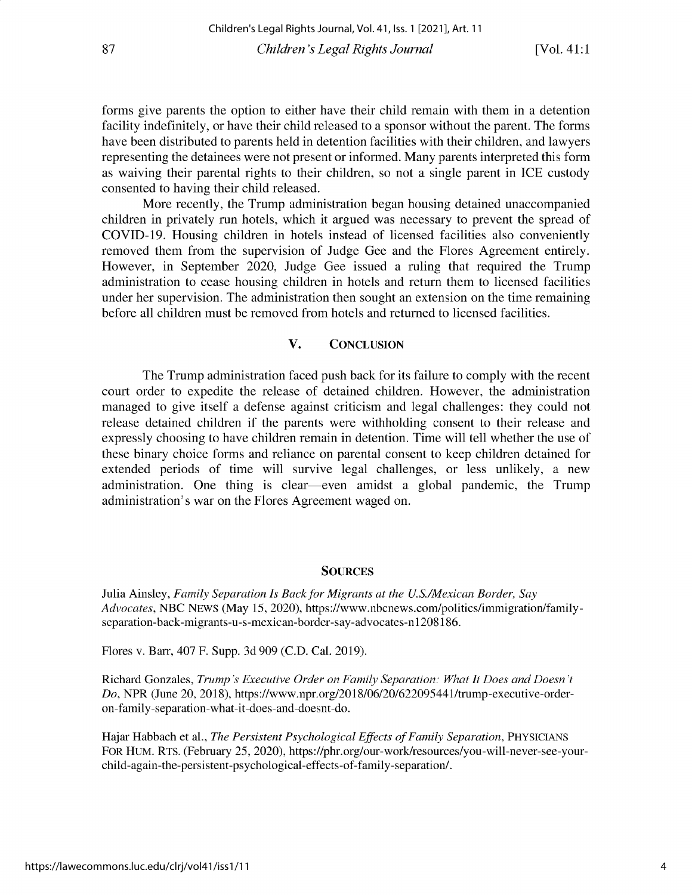forms give parents the option to either have their child remain with them in a detention facility indefinitely, or have their child released to a sponsor without the parent. The forms have been distributed to parents held in detention facilities with their children, and lawyers representing the detainees were not present or informed. Many parents interpreted this form as waiving their parental rights to their children, so not a single parent in ICE custody consented to having their child released.

More recently, the Trump administration began housing detained unaccompanied children in privately run hotels, which it argued was necessary to prevent the spread of COVID-19. Housing children in hotels instead of licensed facilities also conveniently removed them from the supervision of Judge Gee and the Flores Agreement entirely. However, in September 2020, Judge Gee issued a ruling that required the Trump administration to cease housing children in hotels and return them to licensed facilities under her supervision. The administration then sought an extension on the time remaining before all children must be removed from hotels and returned to licensed facilities.

## V. CONCLUSION

The Trump administration faced push back for its failure to comply with the recent court order to expedite the release of detained children. However, the administration managed to give itself a defense against criticism and legal challenges: they could not release detained children if the parents were withholding consent to their release and expressly choosing to have children remain in detention. Time will tell whether the use of these binary choice forms and reliance on parental consent to keep children detained for extended periods of time will survive legal challenges, or less unlikely, a new administration. One thing is clear—even amidst a global pandemic, the Trump administration's war on the Flores Agreement waged on.

## SOURCES

Julia Ainsley, *Family Separation Is Back for Migrants at the U.S./Mexican Border, Say Advocates*, NBC NEWS (May 15, 2020), https://www.nbcnews.com/politics/immigration/family-separation-back-migrants-u-s-mexican-border-say-advocates-n1208186.

Flores v. Barr, 407 F. Supp. 3d 909 (C.D. Cal. 2019).

Richard Gonzales, *Trump's Executive Order on Family Separation: What It Does and Doesn't Do*, NPR (June 20, 2018), https://www.npr.org/2018/06/20/622095441/trump-executive-order-on-family-separation-what-it-does-and-doesnt-do.

Hajar Habbach et al., *The Persistent Psychological Effects of Family Separation*, PHYSICIANS FOR HUM. RTS. (February 25, 2020), https://phr.org/our-work/resources/you-will-never-see-your-child-again-the-persistent-psychological-effects-of-family-separation/.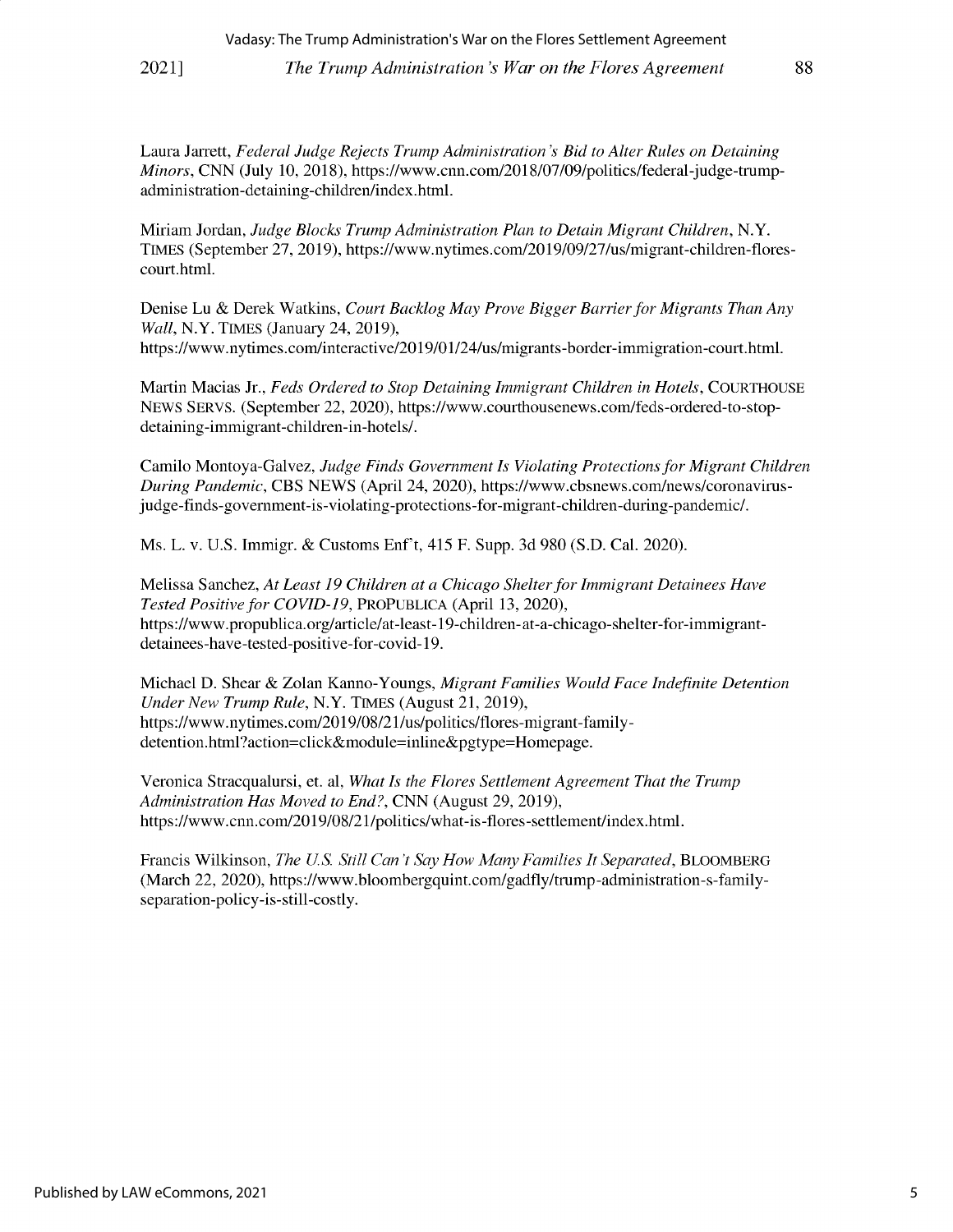Laura Jarrett, *Federal Judge Rejects Trump Administration's Bid to Alter Rules on Detaining Minors*, CNN (July 10, 2018), https://www.cnn.com/2018/07/09/politics/federal-judge-trump-administration-detaining-children/index.html.

Miriam Jordan, *Judge Blocks Trump Administration Plan to Detain Migrant Children*, N.Y. TIMES (September 27, 2019), https://www.nytimes.com/2019/09/27/us/migrant-children-flores-court.html.

Denise Lu & Derek Watkins, *Court Backlog May Prove Bigger Barrier for Migrants Than Any Wall*, N.Y. TIMES (January 24, 2019), https://www.nytimes.com/interactive/2019/01/24/us/migrants-border-immigration-court.html.

Martin Macias Jr., *Feds Ordered to Stop Detaining Immigrant Children in Hotels*, COURTHOUSE NEWS SERVS. (September 22, 2020), https://www.courthousenews.com/feds-ordered-to-stop-detaining-immigrant-children-in-hotels/.

Camilo Montoya-Galvez, *Judge Finds Government Is Violating Protections for Migrant Children During Pandemic*, CBS NEWS (April 24, 2020), https://www.cbsnews.com/news/coronavirus-judge-finds-government-is-violating-protections-for-migrant-children-during-pandemic/.

Ms. L. v. U.S. Immigr. & Customs Enf't, 415 F. Supp. 3d 980 (S.D. Cal. 2020).

Melissa Sanchez, *At Least 19 Children at a Chicago Shelter for Immigrant Detainees Have Tested Positive for COVID-19*, PROPUBLICA (April 13, 2020), https://www.propublica.org/article/at-least-19-children-at-a-chicago-shelter-for-immigrant-detainees-have-tested-positive-for-covid-19.

Michael D. Shear & Zolan Kanno-Youngs, *Migrant Families Would Face Indefinite Detention Under New Trump Rule*, N.Y. TIMES (August 21, 2019), https://www.nytimes.com/2019/08/21/us/politics/flores-migrant-family-detention.html?action=click&module=inline&pgtype=Homepage.

Veronica Stracqualursi, et. al, *What Is the Flores Settlement Agreement That the Trump Administration Has Moved to End?*, CNN (August 29, 2019), https://www.cnn.com/2019/08/21/politics/what-is-flores-settlement/index.html.

Francis Wilkinson, *The U.S. Still Can't Say How Many Families It Separated*, BLOOMBERG (March 22, 2020), https://www.bloombergquint.com/gadfly/trump-administration-s-family-separation-policy-is-still-costly.